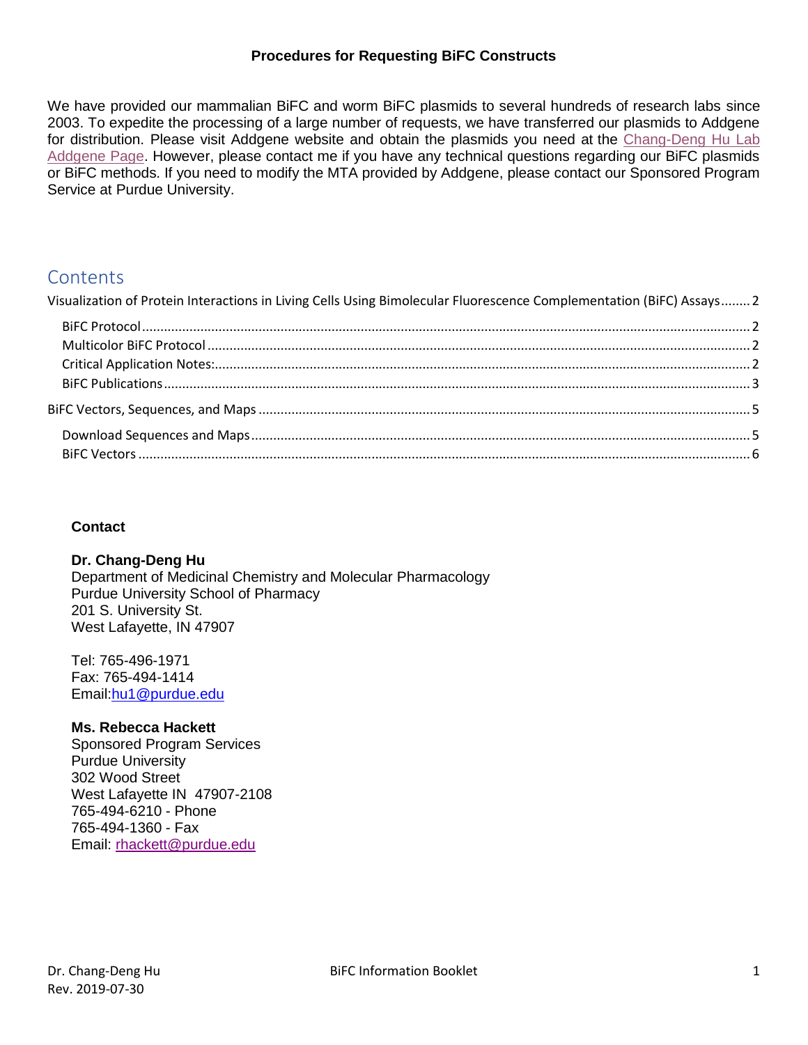**Procedures for Requesting BiFC Constructs**

We have provided our mammalian BiFC and worm BiFC plasmids to several hundreds of research labs since 2003. To expedite the processing of a large number of requests, we have transferred our plasmids to Addgene for distribution. Please visit Addgene website and obtain the plasmids you need at the Chang-Deng Hu Lab Addgene Page. However, please contact me if you have any technical questions regarding our BiFC plasmids or BiFC methods. If you need to modify the MTA provided by Addgene, please contact our Sponsored Program Service at Purdue University.

# Contents

Visualization of Protein Interactions in Living Cells Using Bimolecular Fluorescence Complementation (BiFC) Assays........2

- BiFC Protocol........2
- Multicolor BiFC Protocol........2
- Critical Application Notes:........2
- BiFC Publications........3

BiFC Vectors, Sequences, and Maps........5

- Download Sequences and Maps........5
- BiFC Vectors........6

**Contact**

**Dr. Chang-Deng Hu**
Department of Medicinal Chemistry and Molecular Pharmacology
Purdue University School of Pharmacy
201 S. University St.
West Lafayette, IN 47907

Tel: 765-496-1971
Fax: 765-494-1414
Email:hu1@purdue.edu

**Ms. Rebecca Hackett**
Sponsored Program Services
Purdue University
302 Wood Street
West Lafayette IN 47907-2108
765-494-6210 - Phone
765-494-1360 - Fax
Email: rhackett@purdue.edu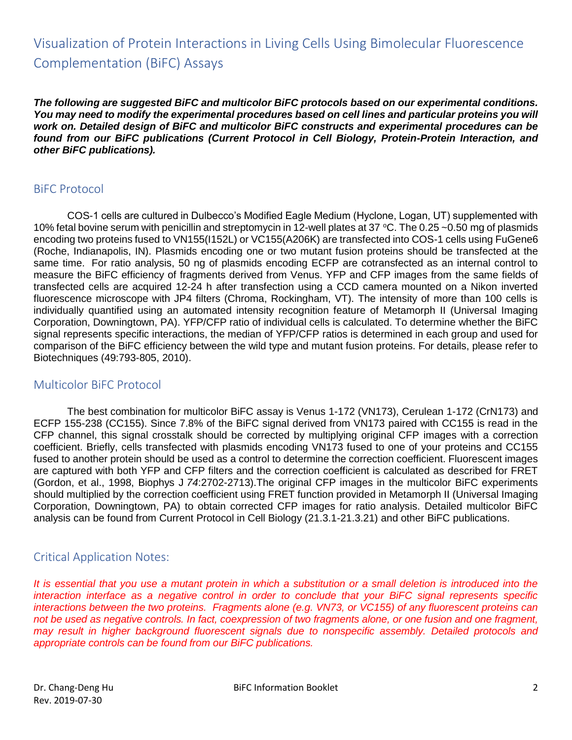# Visualization of Protein Interactions in Living Cells Using Bimolecular Fluorescence Complementation (BiFC) Assays

***The following are suggested BiFC and multicolor BiFC protocols based on our experimental conditions. You may need to modify the experimental procedures based on cell lines and particular proteins you will work on. Detailed design of BiFC and multicolor BiFC constructs and experimental procedures can be found from our BiFC publications (Current Protocol in Cell Biology, Protein-Protein Interaction, and other BiFC publications).***

## BiFC Protocol

COS-1 cells are cultured in Dulbecco's Modified Eagle Medium (Hyclone, Logan, UT) supplemented with 10% fetal bovine serum with penicillin and streptomycin in 12-well plates at 37 ºC. The 0.25 ~0.50 mg of plasmids encoding two proteins fused to VN155(I152L) or VC155(A206K) are transfected into COS-1 cells using FuGene6 (Roche, Indianapolis, IN). Plasmids encoding one or two mutant fusion proteins should be transfected at the same time. For ratio analysis, 50 ng of plasmids encoding ECFP are cotransfected as an internal control to measure the BiFC efficiency of fragments derived from Venus. YFP and CFP images from the same fields of transfected cells are acquired 12-24 h after transfection using a CCD camera mounted on a Nikon inverted fluorescence microscope with JP4 filters (Chroma, Rockingham, VT). The intensity of more than 100 cells is individually quantified using an automated intensity recognition feature of Metamorph II (Universal Imaging Corporation, Downingtown, PA). YFP/CFP ratio of individual cells is calculated. To determine whether the BiFC signal represents specific interactions, the median of YFP/CFP ratios is determined in each group and used for comparison of the BiFC efficiency between the wild type and mutant fusion proteins. For details, please refer to Biotechniques (49:793-805, 2010).

## Multicolor BiFC Protocol

The best combination for multicolor BiFC assay is Venus 1-172 (VN173), Cerulean 1-172 (CrN173) and ECFP 155-238 (CC155). Since 7.8% of the BiFC signal derived from VN173 paired with CC155 is read in the CFP channel, this signal crosstalk should be corrected by multiplying original CFP images with a correction coefficient. Briefly, cells transfected with plasmids encoding VN173 fused to one of your proteins and CC155 fused to another protein should be used as a control to determine the correction coefficient. Fluorescent images are captured with both YFP and CFP filters and the correction coefficient is calculated as described for FRET (Gordon, et al., 1998, Biophys J *74*:2702-2713).The original CFP images in the multicolor BiFC experiments should multiplied by the correction coefficient using FRET function provided in Metamorph II (Universal Imaging Corporation, Downingtown, PA) to obtain corrected CFP images for ratio analysis. Detailed multicolor BiFC analysis can be found from Current Protocol in Cell Biology (21.3.1-21.3.21) and other BiFC publications.

## Critical Application Notes:

*It is essential that you use a mutant protein in which a substitution or a small deletion is introduced into the interaction interface as a negative control in order to conclude that your BiFC signal represents specific interactions between the two proteins. Fragments alone (e.g. VN73, or VC155) of any fluorescent proteins can not be used as negative controls. In fact, coexpression of two fragments alone, or one fusion and one fragment, may result in higher background fluorescent signals due to nonspecific assembly. Detailed protocols and appropriate controls can be found from our BiFC publications.*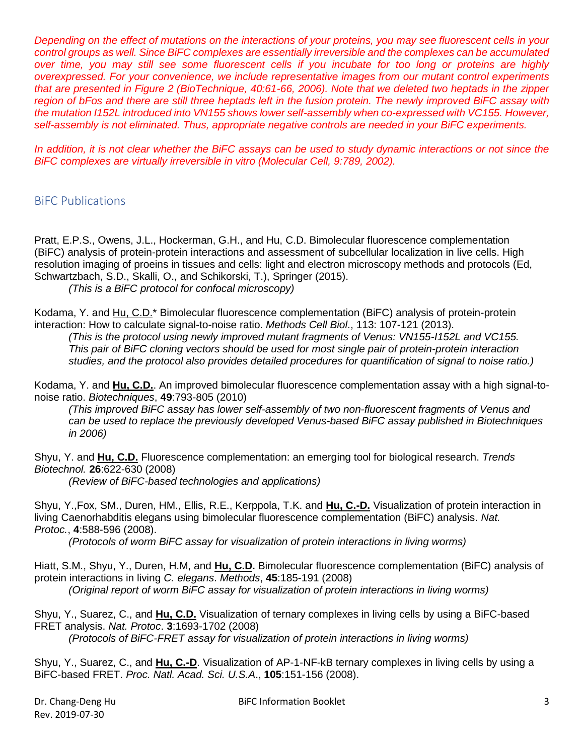*Depending on the effect of mutations on the interactions of your proteins, you may see fluorescent cells in your control groups as well. Since BiFC complexes are essentially irreversible and the complexes can be accumulated over time, you may still see some fluorescent cells if you incubate for too long or proteins are highly overexpressed. For your convenience, we include representative images from our mutant control experiments that are presented in Figure 2 (BioTechnique, 40:61-66, 2006). Note that we deleted two heptads in the zipper region of bFos and there are still three heptads left in the fusion protein. The newly improved BiFC assay with the mutation I152L introduced into VN155 shows lower self-assembly when co-expressed with VC155. However, self-assembly is not eliminated. Thus, appropriate negative controls are needed in your BiFC experiments.*

*In addition, it is not clear whether the BiFC assays can be used to study dynamic interactions or not since the BiFC complexes are virtually irreversible in vitro (Molecular Cell, 9:789, 2002).*

## BiFC Publications

Pratt, E.P.S., Owens, J.L., Hockerman, G.H., and Hu, C.D. Bimolecular fluorescence complementation (BiFC) analysis of protein-protein interactions and assessment of subcellular localization in live cells. High resolution imaging of proeins in tissues and cells: light and electron microscopy methods and protocols (Ed, Schwartzbach, S.D., Skalli, O., and Schikorski, T.), Springer (2015).
*(This is a BiFC protocol for confocal microscopy)*

Kodama, Y. and Hu, C.D.* Bimolecular fluorescence complementation (BiFC) analysis of protein-protein interaction: How to calculate signal-to-noise ratio. *Methods Cell Biol*., 113: 107-121 (2013).
*(This is the protocol using newly improved mutant fragments of Venus: VN155-I152L and VC155. This pair of BiFC cloning vectors should be used for most single pair of protein-protein interaction studies, and the protocol also provides detailed procedures for quantification of signal to noise ratio.)*

Kodama, Y. and **Hu, C.D.**. An improved bimolecular fluorescence complementation assay with a high signal-to-noise ratio. *Biotechniques*, **49**:793-805 (2010)
*(This improved BiFC assay has lower self-assembly of two non-fluorescent fragments of Venus and can be used to replace the previously developed Venus-based BiFC assay published in Biotechniques in 2006)*

Shyu, Y. and **Hu, C.D.** Fluorescence complementation: an emerging tool for biological research. *Trends Biotechnol.* **26**:622-630 (2008)
*(Review of BiFC-based technologies and applications)*

Shyu, Y.,Fox, SM., Duren, HM., Ellis, R.E., Kerppola, T.K. and **Hu, C.-D.** Visualization of protein interaction in living Caenorhabditis elegans using bimolecular fluorescence complementation (BiFC) analysis. *Nat. Protoc.*, **4**:588-596 (2008).
*(Protocols of worm BiFC assay for visualization of protein interactions in living worms)*

Hiatt, S.M., Shyu, Y., Duren, H.M, and **Hu, C.D.** Bimolecular fluorescence complementation (BiFC) analysis of protein interactions in living *C. elegans*. *Methods*, **45**:185-191 (2008)
*(Original report of worm BiFC assay for visualization of protein interactions in living worms)*

Shyu, Y., Suarez, C., and **Hu, C.D.** Visualization of ternary complexes in living cells by using a BiFC-based FRET analysis. *Nat. Protoc*. **3**:1693-1702 (2008)
*(Protocols of BiFC-FRET assay for visualization of protein interactions in living worms)*

Shyu, Y., Suarez, C., and **Hu, C.-D**. Visualization of AP-1-NF-kB ternary complexes in living cells by using a BiFC-based FRET. *Proc. Natl. Acad. Sci. U.S.A*., **105**:151-156 (2008).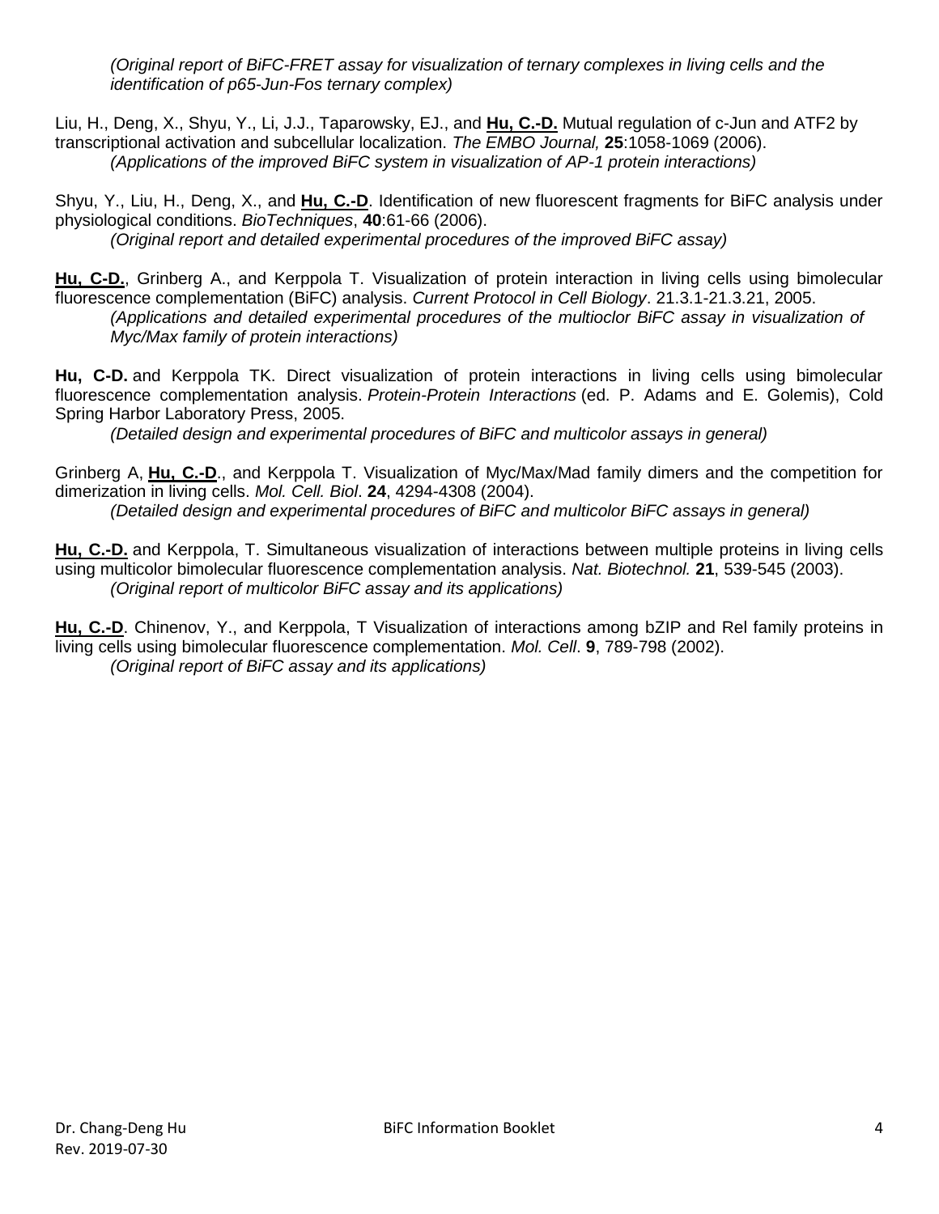*(Original report of BiFC-FRET assay for visualization of ternary complexes in living cells and the identification of p65-Jun-Fos ternary complex)*

Liu, H., Deng, X., Shyu, Y., Li, J.J., Taparowsky, EJ., and **Hu, C.-D.** Mutual regulation of c-Jun and ATF2 by transcriptional activation and subcellular localization. *The EMBO Journal,* **25**:1058-1069 (2006).
*(Applications of the improved BiFC system in visualization of AP-1 protein interactions)*

Shyu, Y., Liu, H., Deng, X., and **Hu, C.-D**. Identification of new fluorescent fragments for BiFC analysis under physiological conditions. *BioTechniques*, **40**:61-66 (2006).
*(Original report and detailed experimental procedures of the improved BiFC assay)*

**Hu, C-D.**, Grinberg A., and Kerppola T. Visualization of protein interaction in living cells using bimolecular fluorescence complementation (BiFC) analysis. *Current Protocol in Cell Biology*. 21.3.1-21.3.21, 2005.
*(Applications and detailed experimental procedures of the multioclor BiFC assay in visualization of Myc/Max family of protein interactions)*

**Hu, C-D.** and Kerppola TK. Direct visualization of protein interactions in living cells using bimolecular fluorescence complementation analysis. *Protein-Protein Interactions* (ed. P. Adams and E. Golemis), Cold Spring Harbor Laboratory Press, 2005.
*(Detailed design and experimental procedures of BiFC and multicolor assays in general)*

Grinberg A, **Hu, C.-D**., and Kerppola T. Visualization of Myc/Max/Mad family dimers and the competition for dimerization in living cells. *Mol. Cell. Biol*. **24**, 4294-4308 (2004).
*(Detailed design and experimental procedures of BiFC and multicolor BiFC assays in general)*

**Hu, C.-D.** and Kerppola, T. Simultaneous visualization of interactions between multiple proteins in living cells using multicolor bimolecular fluorescence complementation analysis. *Nat. Biotechnol.* **21**, 539-545 (2003).
*(Original report of multicolor BiFC assay and its applications)*

**Hu, C.-D**. Chinenov, Y., and Kerppola, T Visualization of interactions among bZIP and Rel family proteins in living cells using bimolecular fluorescence complementation. *Mol. Cell*. **9**, 789-798 (2002).
*(Original report of BiFC assay and its applications)*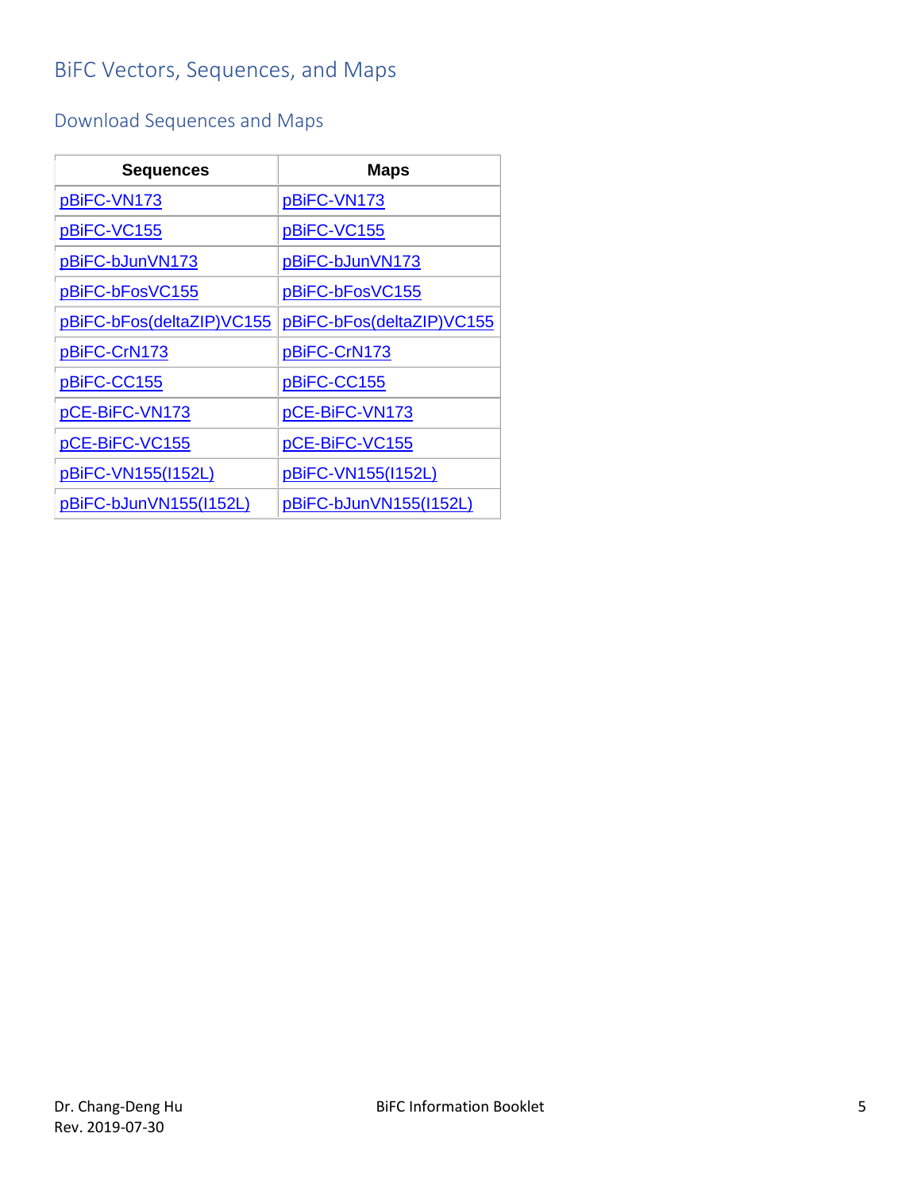# BiFC Vectors, Sequences, and Maps

## Download Sequences and Maps

| Sequences | Maps |
|---|---|
| pBiFC-VN173 | pBiFC-VN173 |
| pBiFC-VC155 | pBiFC-VC155 |
| pBiFC-bJunVN173 | pBiFC-bJunVN173 |
| pBiFC-bFosVC155 | pBiFC-bFosVC155 |
| pBiFC-bFos(deltaZIP)VC155 | pBiFC-bFos(deltaZIP)VC155 |
| pBiFC-CrN173 | pBiFC-CrN173 |
| pBiFC-CC155 | pBiFC-CC155 |
| pCE-BiFC-VN173 | pCE-BiFC-VN173 |
| pCE-BiFC-VC155 | pCE-BiFC-VC155 |
| pBiFC-VN155(I152L) | pBiFC-VN155(I152L) |
| pBiFC-bJunVN155(I152L) | pBiFC-bJunVN155(I152L) |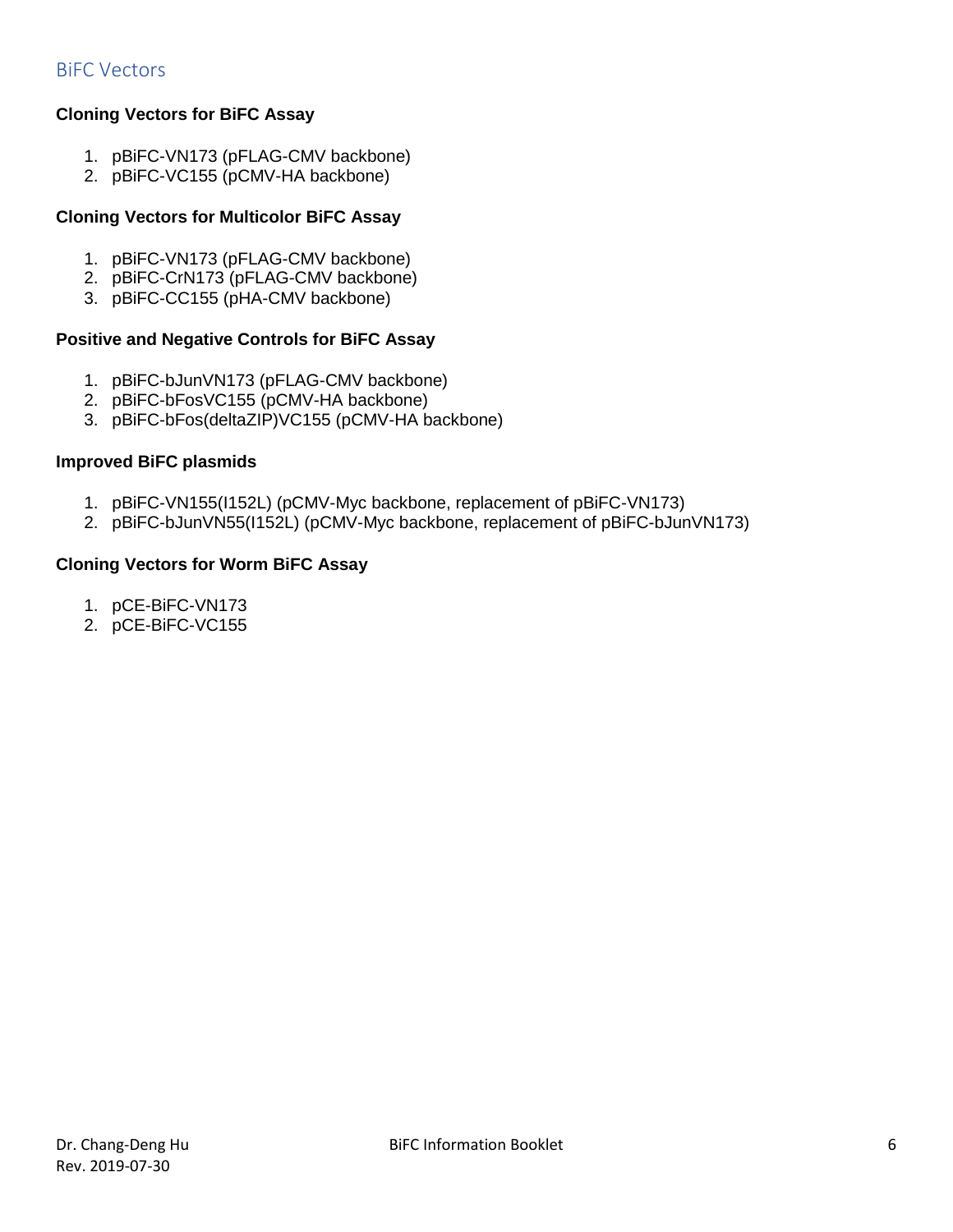## BiFC Vectors

**Cloning Vectors for BiFC Assay**

1. pBiFC-VN173 (pFLAG-CMV backbone)
2. pBiFC-VC155 (pCMV-HA backbone)

**Cloning Vectors for Multicolor BiFC Assay**

1. pBiFC-VN173 (pFLAG-CMV backbone)
2. pBiFC-CrN173 (pFLAG-CMV backbone)
3. pBiFC-CC155 (pHA-CMV backbone)

**Positive and Negative Controls for BiFC Assay**

1. pBiFC-bJunVN173 (pFLAG-CMV backbone)
2. pBiFC-bFosVC155 (pCMV-HA backbone)
3. pBiFC-bFos(deltaZIP)VC155 (pCMV-HA backbone)

**Improved BiFC plasmids**

1. pBiFC-VN155(I152L) (pCMV-Myc backbone, replacement of pBiFC-VN173)
2. pBiFC-bJunVN55(I152L) (pCMV-Myc backbone, replacement of pBiFC-bJunVN173)

**Cloning Vectors for Worm BiFC Assay**

1. pCE-BiFC-VN173
2. pCE-BiFC-VC155